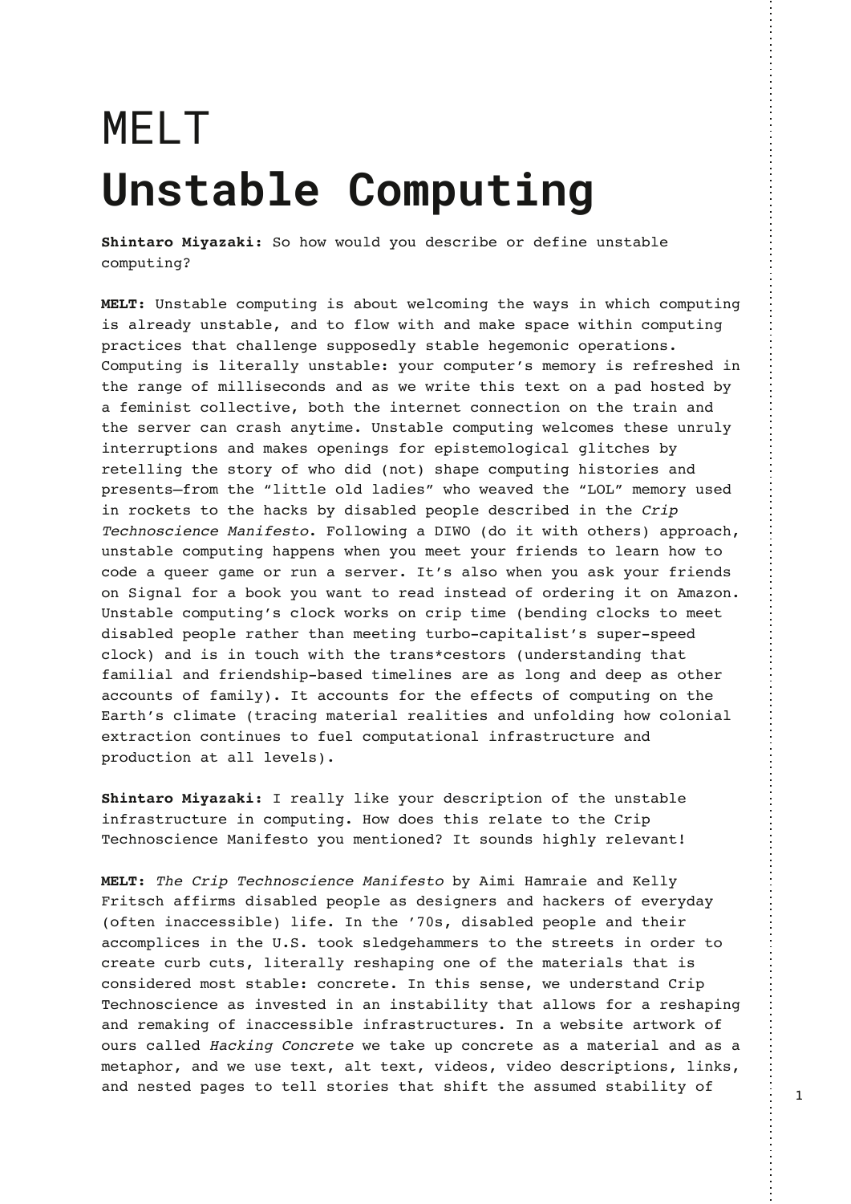# MELT
# **Unstable Computing**

**Shintaro Miyazaki:** So how would you describe or define unstable computing?

**MELT:** Unstable computing is about welcoming the ways in which computing is already unstable, and to flow with and make space within computing practices that challenge supposedly stable hegemonic operations. Computing is literally unstable: your computer's memory is refreshed in the range of milliseconds and as we write this text on a pad hosted by a feminist collective, both the internet connection on the train and the server can crash anytime. Unstable computing welcomes these unruly interruptions and makes openings for epistemological glitches by retelling the story of who did (not) shape computing histories and presents—from the "little old ladies" who weaved the "LOL" memory used in rockets to the hacks by disabled people described in the *Crip Technoscience Manifesto*. Following a DIWO (do it with others) approach, unstable computing happens when you meet your friends to learn how to code a queer game or run a server. It's also when you ask your friends on Signal for a book you want to read instead of ordering it on Amazon. Unstable computing's clock works on crip time (bending clocks to meet disabled people rather than meeting turbo-capitalist's super-speed clock) and is in touch with the trans*cestors (understanding that familial and friendship-based timelines are as long and deep as other accounts of family). It accounts for the effects of computing on the Earth's climate (tracing material realities and unfolding how colonial extraction continues to fuel computational infrastructure and production at all levels).

**Shintaro Miyazaki:** I really like your description of the unstable infrastructure in computing. How does this relate to the Crip Technoscience Manifesto you mentioned? It sounds highly relevant!

**MELT:** *The Crip Technoscience Manifesto* by Aimi Hamraie and Kelly Fritsch affirms disabled people as designers and hackers of everyday (often inaccessible) life. In the '70s, disabled people and their accomplices in the U.S. took sledgehammers to the streets in order to create curb cuts, literally reshaping one of the materials that is considered most stable: concrete. In this sense, we understand Crip Technoscience as invested in an instability that allows for a reshaping and remaking of inaccessible infrastructures. In a website artwork of ours called *Hacking Concrete* we take up concrete as a material and as a metaphor, and we use text, alt text, videos, video descriptions, links, and nested pages to tell stories that shift the assumed stability of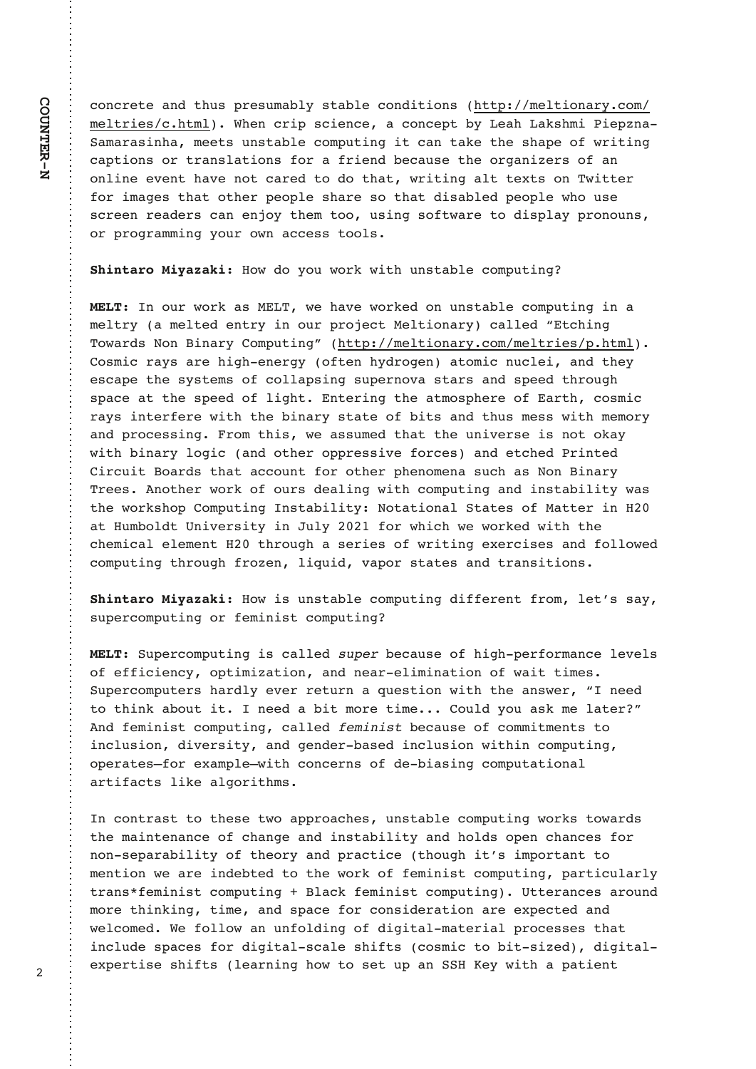concrete and thus presumably stable conditions (http://meltionary.com/meltries/c.html). When crip science, a concept by Leah Lakshmi Piepzna-Samarasinha, meets unstable computing it can take the shape of writing captions or translations for a friend because the organizers of an online event have not cared to do that, writing alt texts on Twitter for images that other people share so that disabled people who use screen readers can enjoy them too, using software to display pronouns, or programming your own access tools.

**Shintaro Miyazaki:** How do you work with unstable computing?

**MELT:** In our work as MELT, we have worked on unstable computing in a meltry (a melted entry in our project Meltionary) called "Etching Towards Non Binary Computing" (http://meltionary.com/meltries/p.html). Cosmic rays are high-energy (often hydrogen) atomic nuclei, and they escape the systems of collapsing supernova stars and speed through space at the speed of light. Entering the atmosphere of Earth, cosmic rays interfere with the binary state of bits and thus mess with memory and processing. From this, we assumed that the universe is not okay with binary logic (and other oppressive forces) and etched Printed Circuit Boards that account for other phenomena such as Non Binary Trees. Another work of ours dealing with computing and instability was the workshop Computing Instability: Notational States of Matter in H20 at Humboldt University in July 2021 for which we worked with the chemical element H20 through a series of writing exercises and followed computing through frozen, liquid, vapor states and transitions.

**Shintaro Miyazaki:** How is unstable computing different from, let's say, supercomputing or feminist computing?

**MELT:** Supercomputing is called *super* because of high-performance levels of efficiency, optimization, and near-elimination of wait times. Supercomputers hardly ever return a question with the answer, "I need to think about it. I need a bit more time... Could you ask me later?" And feminist computing, called *feminist* because of commitments to inclusion, diversity, and gender-based inclusion within computing, operates—for example—with concerns of de-biasing computational artifacts like algorithms.

In contrast to these two approaches, unstable computing works towards the maintenance of change and instability and holds open chances for non-separability of theory and practice (though it's important to mention we are indebted to the work of feminist computing, particularly trans*feminist computing + Black feminist computing). Utterances around more thinking, time, and space for consideration are expected and welcomed. We follow an unfolding of digital-material processes that include spaces for digital-scale shifts (cosmic to bit-sized), digital-expertise shifts (learning how to set up an SSH Key with a patient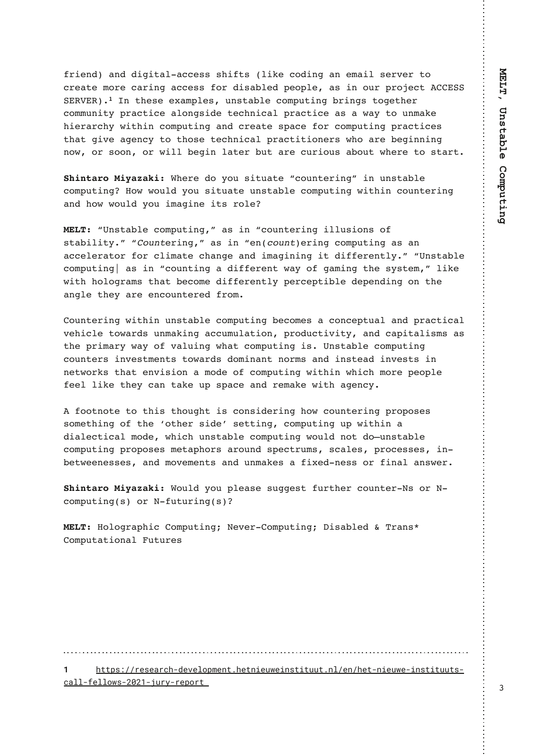friend) and digital-access shifts (like coding an email server to create more caring access for disabled people, as in our project ACCESS SERVER).[1] In these examples, unstable computing brings together community practice alongside technical practice as a way to unmake hierarchy within computing and create space for computing practices that give agency to those technical practitioners who are beginning now, or soon, or will begin later but are curious about where to start.

**Shintaro Miyazaki:** Where do you situate "countering" in unstable computing? How would you situate unstable computing within countering and how would you imagine its role?

**MELT:** "Unstable computing," as in "countering illusions of stability." "*Count*ering," as in "en(*count*)ering computing as an accelerator for climate change and imagining it differently." "Unstable computing| as in "counting a different way of gaming the system," like with holograms that become differently perceptible depending on the angle they are encountered from.

Countering within unstable computing becomes a conceptual and practical vehicle towards unmaking accumulation, productivity, and capitalisms as the primary way of valuing what computing is. Unstable computing counters investments towards dominant norms and instead invests in networks that envision a mode of computing within which more people feel like they can take up space and remake with agency.

A footnote to this thought is considering how countering proposes something of the 'other side' setting, computing up within a dialectical mode, which unstable computing would not do—unstable computing proposes metaphors around spectrums, scales, processes, in-betweenesses, and movements and unmakes a fixed-ness or final answer.

**Shintaro Miyazaki:** Would you please suggest further counter-Ns or N-computing(s) or N-futuring(s)?

**MELT:** Holographic Computing; Never-Computing; Disabled & Trans* Computational Futures

---

**1** https://research-development.hetnieuweinstituut.nl/en/het-nieuwe-instituuts-call-fellows-2021-jury-report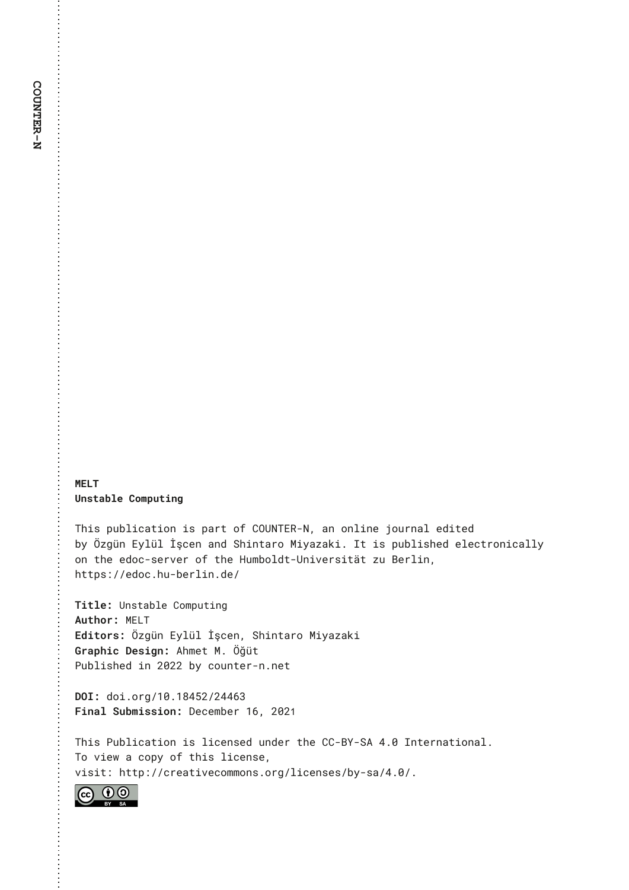**MELT**
**Unstable Computing**

This publication is part of COUNTER-N, an online journal edited by Özgün Eylül İşcen and Shintaro Miyazaki. It is published electronically on the edoc-server of the Humboldt-Universität zu Berlin, https://edoc.hu-berlin.de/

**Title:** Unstable Computing
**Author:** MELT
**Editors:** Özgün Eylül İşcen, Shintaro Miyazaki
**Graphic Design:** Ahmet M. Öğüt
Published in 2022 by counter-n.net

**DOI:** doi.org/10.18452/24463
**Final Submission:** December 16, 2021

This Publication is licensed under the CC-BY-SA 4.0 International.
To view a copy of this license,
visit: http://creativecommons.org/licenses/by-sa/4.0/.